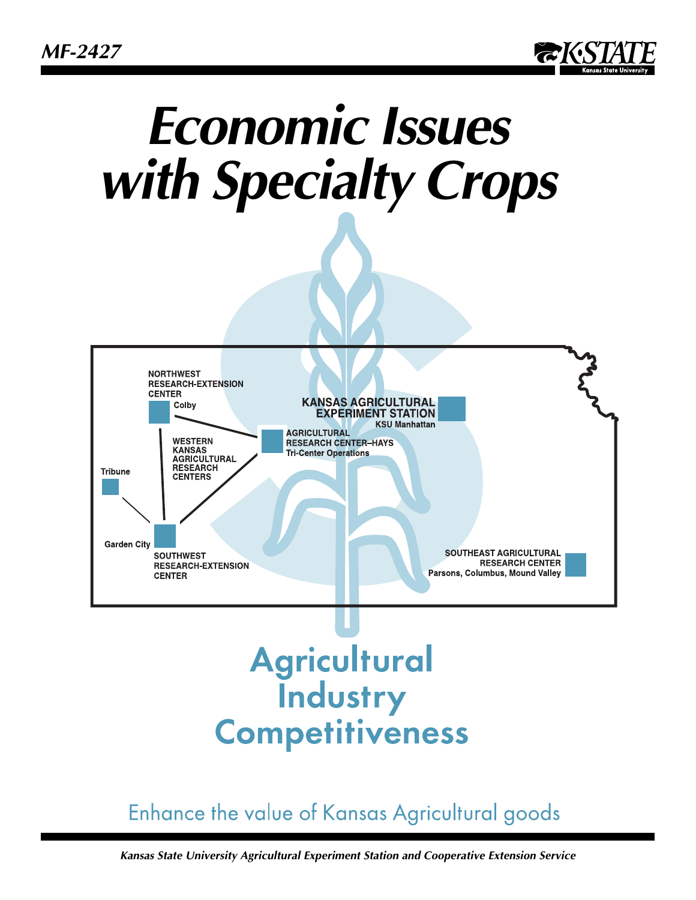MF-2427

# Economic Issues with Specialty Crops

NORTHWEST RESEARCH-EXTENSION CENTER
Colby

KANSAS AGRICULTURAL EXPERIMENT STATION
KSU Manhattan

AGRICULTURAL RESEARCH CENTER–HAYS
Tri-Center Operations

WESTERN KANSAS AGRICULTURAL RESEARCH CENTERS

Tribune

Garden City

SOUTHWEST RESEARCH-EXTENSION CENTER

SOUTHEAST AGRICULTURAL RESEARCH CENTER
Parsons, Columbus, Mound Valley

## Agricultural Industry Competitiveness

Enhance the value of Kansas Agricultural goods

*Kansas State University Agricultural Experiment Station and Cooperative Extension Service*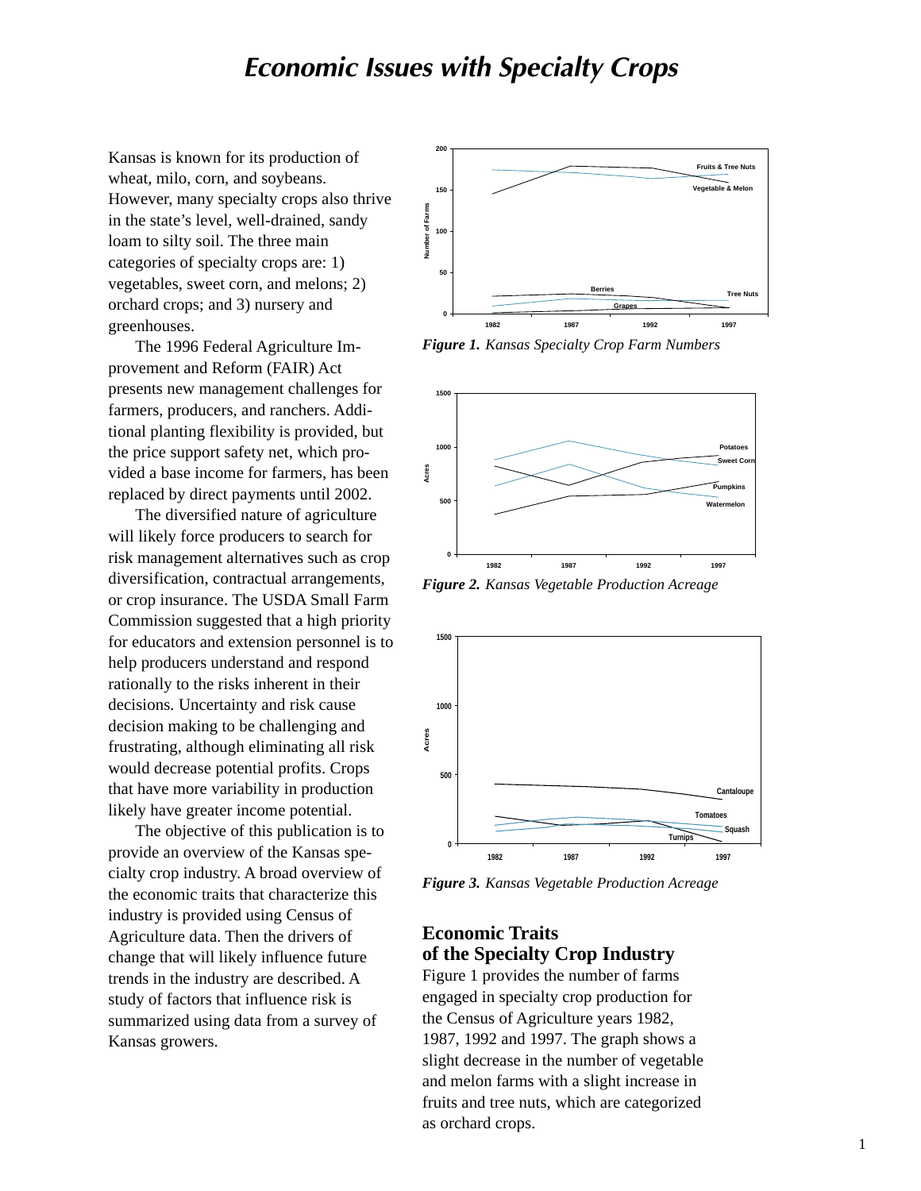# Economic Issues with Specialty Crops

Kansas is known for its production of wheat, milo, corn, and soybeans. However, many specialty crops also thrive in the state's level, well-drained, sandy loam to silty soil. The three main categories of specialty crops are: 1) vegetables, sweet corn, and melons; 2) orchard crops; and 3) nursery and greenhouses.

The 1996 Federal Agriculture Improvement and Reform (FAIR) Act presents new management challenges for farmers, producers, and ranchers. Additional planting flexibility is provided, but the price support safety net, which provided a base income for farmers, has been replaced by direct payments until 2002.

The diversified nature of agriculture will likely force producers to search for risk management alternatives such as crop diversification, contractual arrangements, or crop insurance. The USDA Small Farm Commission suggested that a high priority for educators and extension personnel is to help producers understand and respond rationally to the risks inherent in their decisions. Uncertainty and risk cause decision making to be challenging and frustrating, although eliminating all risk would decrease potential profits. Crops that have more variability in production likely have greater income potential.

The objective of this publication is to provide an overview of the Kansas specialty crop industry. A broad overview of the economic traits that characterize this industry is provided using Census of Agriculture data. Then the drivers of change that will likely influence future trends in the industry are described. A study of factors that influence risk is summarized using data from a survey of Kansas growers.

***Figure 1.*** *Kansas Specialty Crop Farm Numbers*

***Figure 2.*** *Kansas Vegetable Production Acreage*

***Figure 3.*** *Kansas Vegetable Production Acreage*

## Economic Traits of the Specialty Crop Industry

Figure 1 provides the number of farms engaged in specialty crop production for the Census of Agriculture years 1982, 1987, 1992 and 1997. The graph shows a slight decrease in the number of vegetable and melon farms with a slight increase in fruits and tree nuts, which are categorized as orchard crops.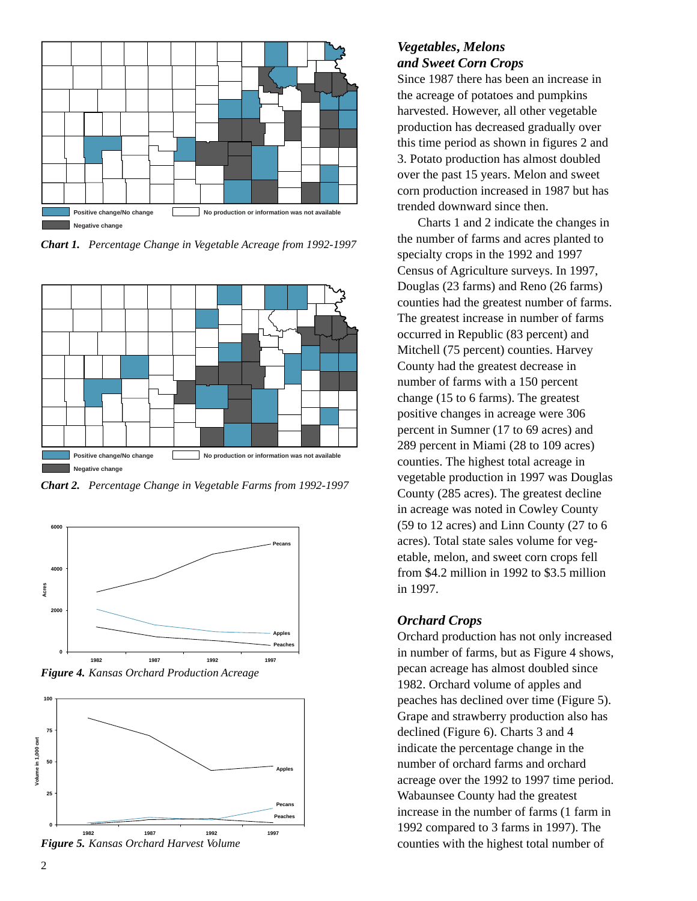Positive change/No change

No production or information was not available

Negative change

***Chart 1.*** *Percentage Change in Vegetable Acreage from 1992-1997*

Positive change/No change

No production or information was not available

Negative change

***Chart 2.*** *Percentage Change in Vegetable Farms from 1992-1997*

***Figure 4.*** *Kansas Orchard Production Acreage*

***Figure 5.*** *Kansas Orchard Harvest Volume*

## *Vegetables, Melons and Sweet Corn Crops*

Since 1987 there has been an increase in the acreage of potatoes and pumpkins harvested. However, all other vegetable production has decreased gradually over this time period as shown in figures 2 and 3. Potato production has almost doubled over the past 15 years. Melon and sweet corn production increased in 1987 but has trended downward since then.

Charts 1 and 2 indicate the changes in the number of farms and acres planted to specialty crops in the 1992 and 1997 Census of Agriculture surveys. In 1997, Douglas (23 farms) and Reno (26 farms) counties had the greatest number of farms. The greatest increase in number of farms occurred in Republic (83 percent) and Mitchell (75 percent) counties. Harvey County had the greatest decrease in number of farms with a 150 percent change (15 to 6 farms). The greatest positive changes in acreage were 306 percent in Sumner (17 to 69 acres) and 289 percent in Miami (28 to 109 acres) counties. The highest total acreage in vegetable production in 1997 was Douglas County (285 acres). The greatest decline in acreage was noted in Cowley County (59 to 12 acres) and Linn County (27 to 6 acres). Total state sales volume for vegetable, melon, and sweet corn crops fell from $4.2 million in 1992 to $3.5 million in 1997.

## *Orchard Crops*

Orchard production has not only increased in number of farms, but as Figure 4 shows, pecan acreage has almost doubled since 1982. Orchard volume of apples and peaches has declined over time (Figure 5). Grape and strawberry production also has declined (Figure 6). Charts 3 and 4 indicate the percentage change in the number of orchard farms and orchard acreage over the 1992 to 1997 time period. Wabaunsee County had the greatest increase in the number of farms (1 farm in 1992 compared to 3 farms in 1997). The counties with the highest total number of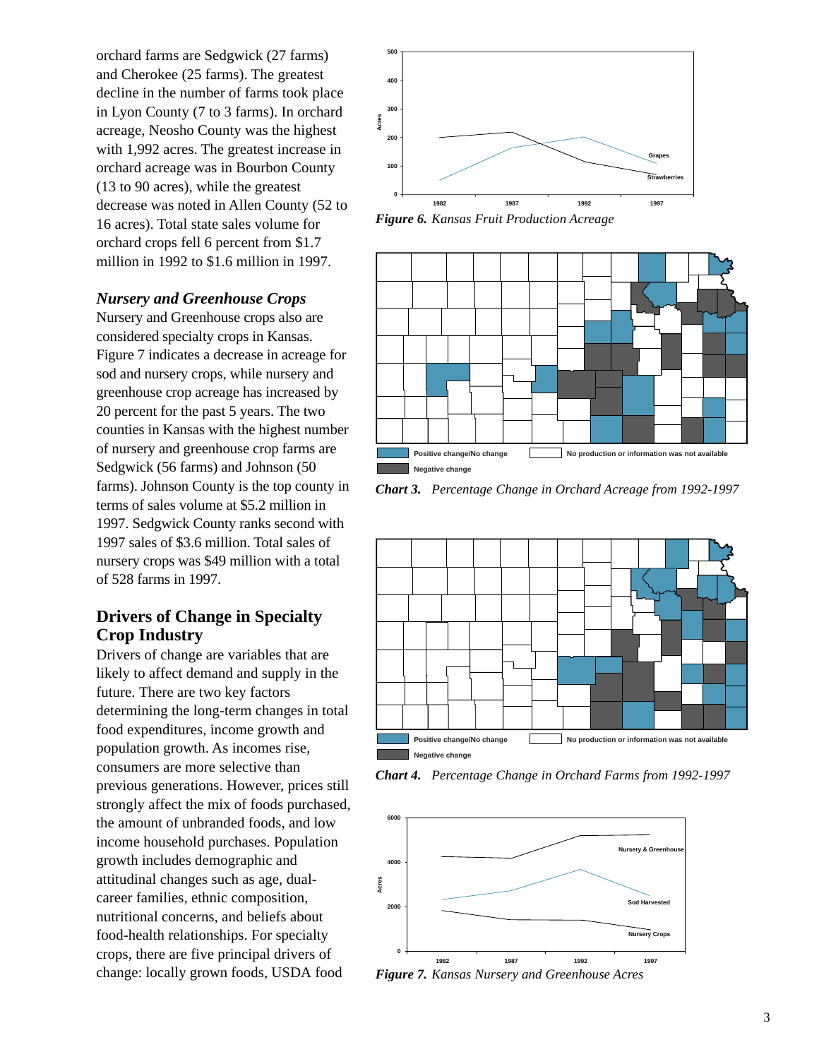orchard farms are Sedgwick (27 farms) and Cherokee (25 farms). The greatest decline in the number of farms took place in Lyon County (7 to 3 farms). In orchard acreage, Neosho County was the highest with 1,992 acres. The greatest increase in orchard acreage was in Bourbon County (13 to 90 acres), while the greatest decrease was noted in Allen County (52 to 16 acres). Total state sales volume for orchard crops fell 6 percent from $1.7 million in 1992 to $1.6 million in 1997.

### *Nursery and Greenhouse Crops*

Nursery and Greenhouse crops also are considered specialty crops in Kansas. Figure 7 indicates a decrease in acreage for sod and nursery crops, while nursery and greenhouse crop acreage has increased by 20 percent for the past 5 years. The two counties in Kansas with the highest number of nursery and greenhouse crop farms are Sedgwick (56 farms) and Johnson (50 farms). Johnson County is the top county in terms of sales volume at $5.2 million in 1997. Sedgwick County ranks second with 1997 sales of $3.6 million. Total sales of nursery crops was $49 million with a total of 528 farms in 1997.

## Drivers of Change in Specialty Crop Industry

Drivers of change are variables that are likely to affect demand and supply in the future. There are two key factors determining the long-term changes in total food expenditures, income growth and population growth. As incomes rise, consumers are more selective than previous generations. However, prices still strongly affect the mix of foods purchased, the amount of unbranded foods, and low income household purchases. Population growth includes demographic and attitudinal changes such as age, dual-career families, ethnic composition, nutritional concerns, and beliefs about food-health relationships. For specialty crops, there are five principal drivers of change: locally grown foods, USDA food

***Figure 6.*** *Kansas Fruit Production Acreage*

***Chart 3.*** *Percentage Change in Orchard Acreage from 1992-1997*

***Chart 4.*** *Percentage Change in Orchard Farms from 1992-1997*

***Figure 7.*** *Kansas Nursery and Greenhouse Acres*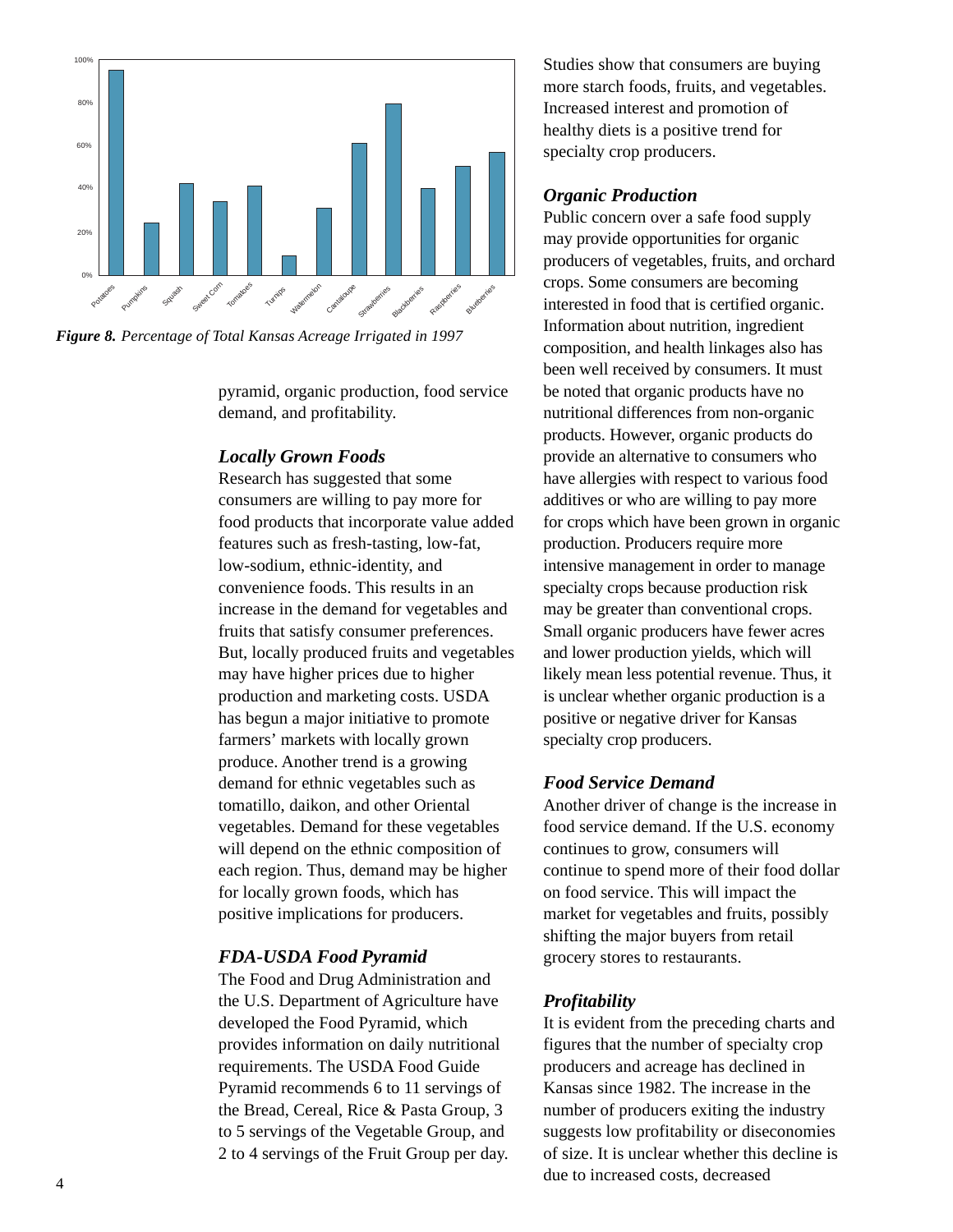Figure 8. *Percentage of Total Kansas Acreage Irrigated in 1997*

pyramid, organic production, food service demand, and profitability.

### *Locally Grown Foods*

Research has suggested that some consumers are willing to pay more for food products that incorporate value added features such as fresh-tasting, low-fat, low-sodium, ethnic-identity, and convenience foods. This results in an increase in the demand for vegetables and fruits that satisfy consumer preferences. But, locally produced fruits and vegetables may have higher prices due to higher production and marketing costs. USDA has begun a major initiative to promote farmers' markets with locally grown produce. Another trend is a growing demand for ethnic vegetables such as tomatillo, daikon, and other Oriental vegetables. Demand for these vegetables will depend on the ethnic composition of each region. Thus, demand may be higher for locally grown foods, which has positive implications for producers.

### *FDA-USDA Food Pyramid*

The Food and Drug Administration and the U.S. Department of Agriculture have developed the Food Pyramid, which provides information on daily nutritional requirements. The USDA Food Guide Pyramid recommends 6 to 11 servings of the Bread, Cereal, Rice & Pasta Group, 3 to 5 servings of the Vegetable Group, and 2 to 4 servings of the Fruit Group per day. Studies show that consumers are buying more starch foods, fruits, and vegetables. Increased interest and promotion of healthy diets is a positive trend for specialty crop producers.

### *Organic Production*

Public concern over a safe food supply may provide opportunities for organic producers of vegetables, fruits, and orchard crops. Some consumers are becoming interested in food that is certified organic. Information about nutrition, ingredient composition, and health linkages also has been well received by consumers. It must be noted that organic products have no nutritional differences from non-organic products. However, organic products do provide an alternative to consumers who have allergies with respect to various food additives or who are willing to pay more for crops which have been grown in organic production. Producers require more intensive management in order to manage specialty crops because production risk may be greater than conventional crops. Small organic producers have fewer acres and lower production yields, which will likely mean less potential revenue. Thus, it is unclear whether organic production is a positive or negative driver for Kansas specialty crop producers.

### *Food Service Demand*

Another driver of change is the increase in food service demand. If the U.S. economy continues to grow, consumers will continue to spend more of their food dollar on food service. This will impact the market for vegetables and fruits, possibly shifting the major buyers from retail grocery stores to restaurants.

### *Profitability*

It is evident from the preceding charts and figures that the number of specialty crop producers and acreage has declined in Kansas since 1982. The increase in the number of producers exiting the industry suggests low profitability or diseconomies of size. It is unclear whether this decline is due to increased costs, decreased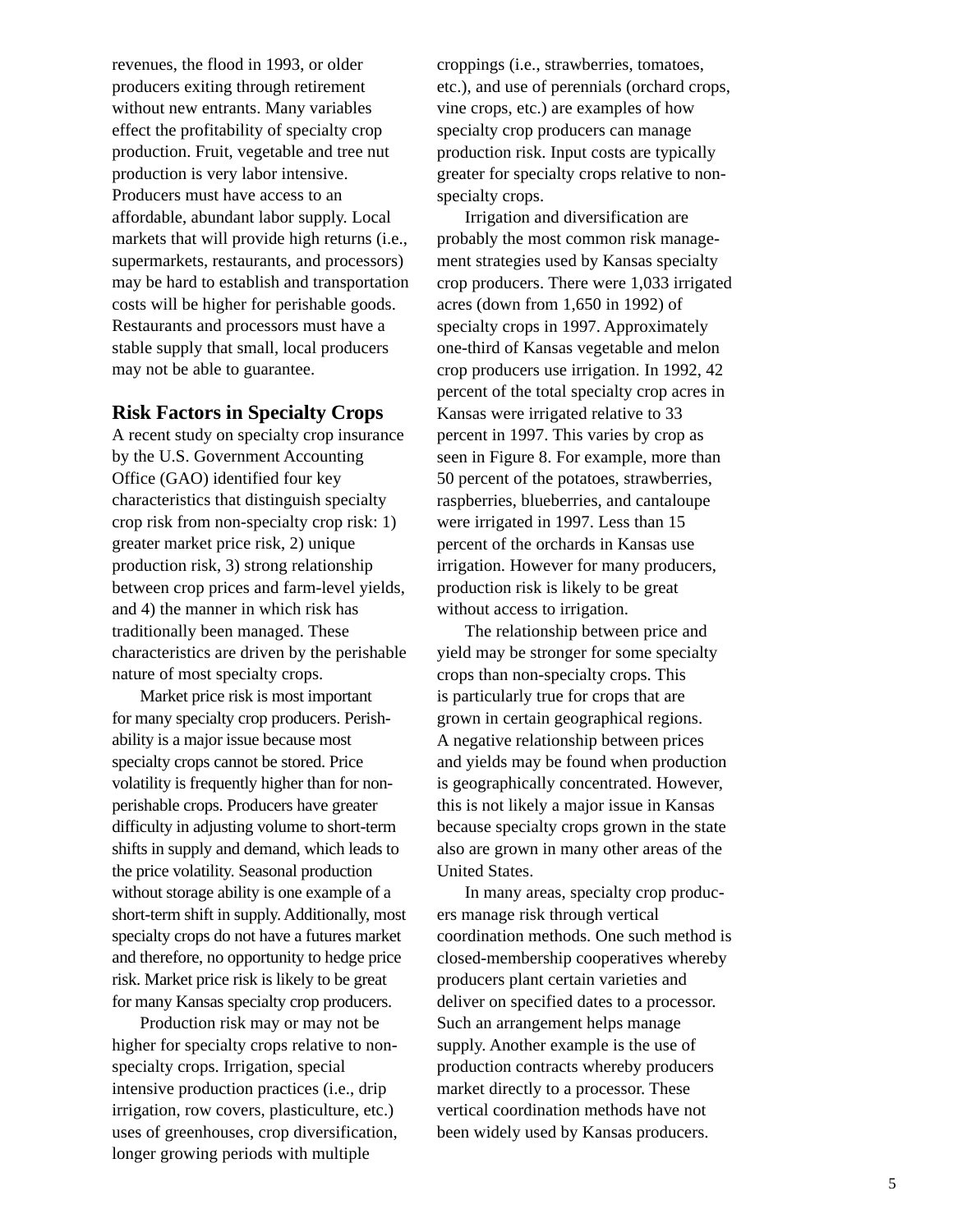revenues, the flood in 1993, or older producers exiting through retirement without new entrants. Many variables effect the profitability of specialty crop production. Fruit, vegetable and tree nut production is very labor intensive. Producers must have access to an affordable, abundant labor supply. Local markets that will provide high returns (i.e., supermarkets, restaurants, and processors) may be hard to establish and transportation costs will be higher for perishable goods. Restaurants and processors must have a stable supply that small, local producers may not be able to guarantee.

## Risk Factors in Specialty Crops

A recent study on specialty crop insurance by the U.S. Government Accounting Office (GAO) identified four key characteristics that distinguish specialty crop risk from non-specialty crop risk: 1) greater market price risk, 2) unique production risk, 3) strong relationship between crop prices and farm-level yields, and 4) the manner in which risk has traditionally been managed. These characteristics are driven by the perishable nature of most specialty crops.

Market price risk is most important for many specialty crop producers. Perishability is a major issue because most specialty crops cannot be stored. Price volatility is frequently higher than for non-perishable crops. Producers have greater difficulty in adjusting volume to short-term shifts in supply and demand, which leads to the price volatility. Seasonal production without storage ability is one example of a short-term shift in supply. Additionally, most specialty crops do not have a futures market and therefore, no opportunity to hedge price risk. Market price risk is likely to be great for many Kansas specialty crop producers.

Production risk may or may not be higher for specialty crops relative to non-specialty crops. Irrigation, special intensive production practices (i.e., drip irrigation, row covers, plasticulture, etc.) uses of greenhouses, crop diversification, longer growing periods with multiple croppings (i.e., strawberries, tomatoes, etc.), and use of perennials (orchard crops, vine crops, etc.) are examples of how specialty crop producers can manage production risk. Input costs are typically greater for specialty crops relative to non-specialty crops.

Irrigation and diversification are probably the most common risk management strategies used by Kansas specialty crop producers. There were 1,033 irrigated acres (down from 1,650 in 1992) of specialty crops in 1997. Approximately one-third of Kansas vegetable and melon crop producers use irrigation. In 1992, 42 percent of the total specialty crop acres in Kansas were irrigated relative to 33 percent in 1997. This varies by crop as seen in Figure 8. For example, more than 50 percent of the potatoes, strawberries, raspberries, blueberries, and cantaloupe were irrigated in 1997. Less than 15 percent of the orchards in Kansas use irrigation. However for many producers, production risk is likely to be great without access to irrigation.

The relationship between price and yield may be stronger for some specialty crops than non-specialty crops. This is particularly true for crops that are grown in certain geographical regions. A negative relationship between prices and yields may be found when production is geographically concentrated. However, this is not likely a major issue in Kansas because specialty crops grown in the state also are grown in many other areas of the United States.

In many areas, specialty crop producers manage risk through vertical coordination methods. One such method is closed-membership cooperatives whereby producers plant certain varieties and deliver on specified dates to a processor. Such an arrangement helps manage supply. Another example is the use of production contracts whereby producers market directly to a processor. These vertical coordination methods have not been widely used by Kansas producers.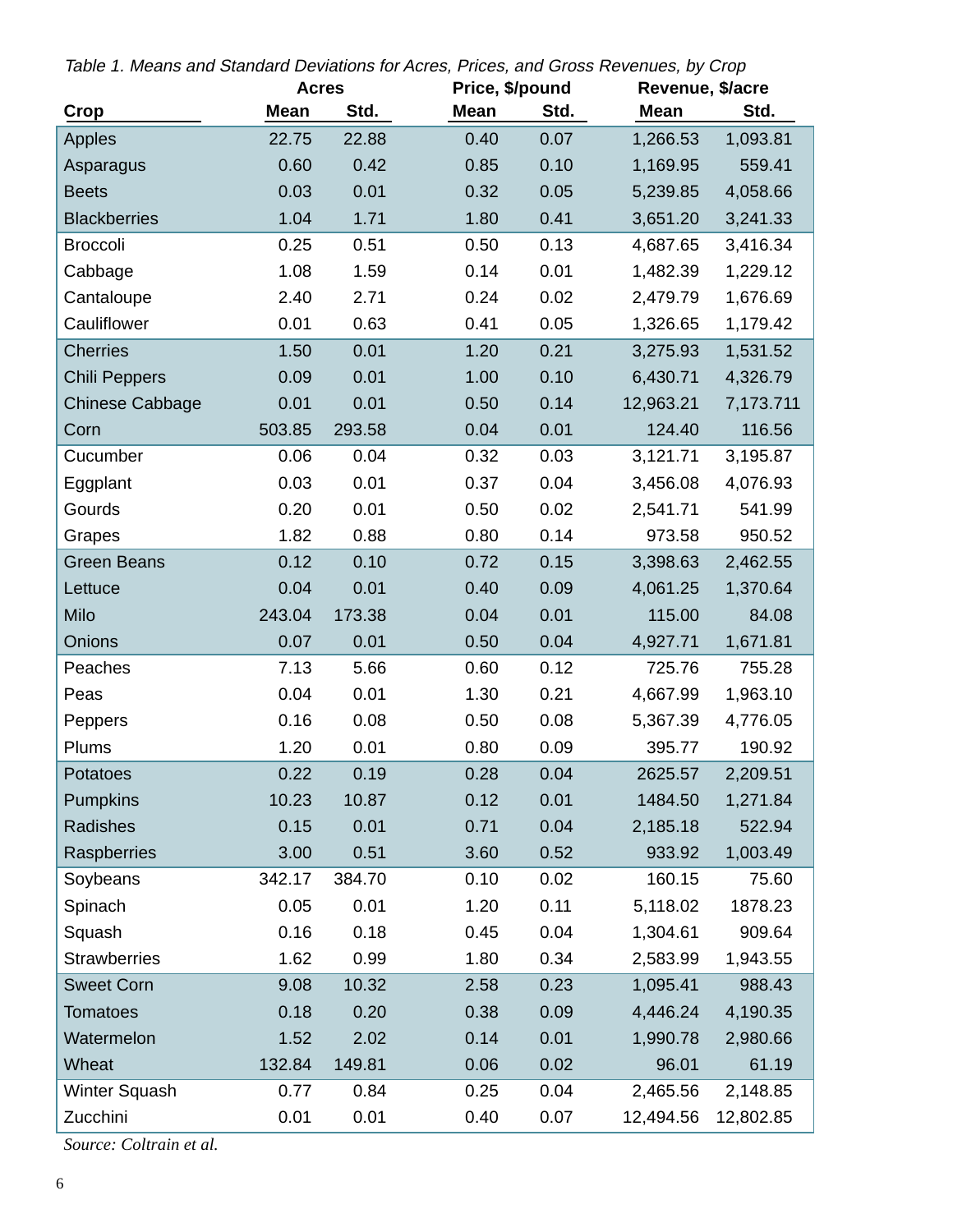*Table 1. Means and Standard Deviations for Acres, Prices, and Gross Revenues, by Crop*

| Crop | Acres | | Price, $/pound | | Revenue, $/acre | |
|---|---|---|---|---|---|---|
| | Mean | Std. | Mean | Std. | Mean | Std. |
| Apples | 22.75 | 22.88 | 0.40 | 0.07 | 1,266.53 | 1,093.81 |
| Asparagus | 0.60 | 0.42 | 0.85 | 0.10 | 1,169.95 | 559.41 |
| Beets | 0.03 | 0.01 | 0.32 | 0.05 | 5,239.85 | 4,058.66 |
| Blackberries | 1.04 | 1.71 | 1.80 | 0.41 | 3,651.20 | 3,241.33 |
| Broccoli | 0.25 | 0.51 | 0.50 | 0.13 | 4,687.65 | 3,416.34 |
| Cabbage | 1.08 | 1.59 | 0.14 | 0.01 | 1,482.39 | 1,229.12 |
| Cantaloupe | 2.40 | 2.71 | 0.24 | 0.02 | 2,479.79 | 1,676.69 |
| Cauliflower | 0.01 | 0.63 | 0.41 | 0.05 | 1,326.65 | 1,179.42 |
| Cherries | 1.50 | 0.01 | 1.20 | 0.21 | 3,275.93 | 1,531.52 |
| Chili Peppers | 0.09 | 0.01 | 1.00 | 0.10 | 6,430.71 | 4,326.79 |
| Chinese Cabbage | 0.01 | 0.01 | 0.50 | 0.14 | 12,963.21 | 7,173.711 |
| Corn | 503.85 | 293.58 | 0.04 | 0.01 | 124.40 | 116.56 |
| Cucumber | 0.06 | 0.04 | 0.32 | 0.03 | 3,121.71 | 3,195.87 |
| Eggplant | 0.03 | 0.01 | 0.37 | 0.04 | 3,456.08 | 4,076.93 |
| Gourds | 0.20 | 0.01 | 0.50 | 0.02 | 2,541.71 | 541.99 |
| Grapes | 1.82 | 0.88 | 0.80 | 0.14 | 973.58 | 950.52 |
| Green Beans | 0.12 | 0.10 | 0.72 | 0.15 | 3,398.63 | 2,462.55 |
| Lettuce | 0.04 | 0.01 | 0.40 | 0.09 | 4,061.25 | 1,370.64 |
| Milo | 243.04 | 173.38 | 0.04 | 0.01 | 115.00 | 84.08 |
| Onions | 0.07 | 0.01 | 0.50 | 0.04 | 4,927.71 | 1,671.81 |
| Peaches | 7.13 | 5.66 | 0.60 | 0.12 | 725.76 | 755.28 |
| Peas | 0.04 | 0.01 | 1.30 | 0.21 | 4,667.99 | 1,963.10 |
| Peppers | 0.16 | 0.08 | 0.50 | 0.08 | 5,367.39 | 4,776.05 |
| Plums | 1.20 | 0.01 | 0.80 | 0.09 | 395.77 | 190.92 |
| Potatoes | 0.22 | 0.19 | 0.28 | 0.04 | 2625.57 | 2,209.51 |
| Pumpkins | 10.23 | 10.87 | 0.12 | 0.01 | 1484.50 | 1,271.84 |
| Radishes | 0.15 | 0.01 | 0.71 | 0.04 | 2,185.18 | 522.94 |
| Raspberries | 3.00 | 0.51 | 3.60 | 0.52 | 933.92 | 1,003.49 |
| Soybeans | 342.17 | 384.70 | 0.10 | 0.02 | 160.15 | 75.60 |
| Spinach | 0.05 | 0.01 | 1.20 | 0.11 | 5,118.02 | 1878.23 |
| Squash | 0.16 | 0.18 | 0.45 | 0.04 | 1,304.61 | 909.64 |
| Strawberries | 1.62 | 0.99 | 1.80 | 0.34 | 2,583.99 | 1,943.55 |
| Sweet Corn | 9.08 | 10.32 | 2.58 | 0.23 | 1,095.41 | 988.43 |
| Tomatoes | 0.18 | 0.20 | 0.38 | 0.09 | 4,446.24 | 4,190.35 |
| Watermelon | 1.52 | 2.02 | 0.14 | 0.01 | 1,990.78 | 2,980.66 |
| Wheat | 132.84 | 149.81 | 0.06 | 0.02 | 96.01 | 61.19 |
| Winter Squash | 0.77 | 0.84 | 0.25 | 0.04 | 2,465.56 | 2,148.85 |
| Zucchini | 0.01 | 0.01 | 0.40 | 0.07 | 12,494.56 | 12,802.85 |

*Source: Coltrain et al.*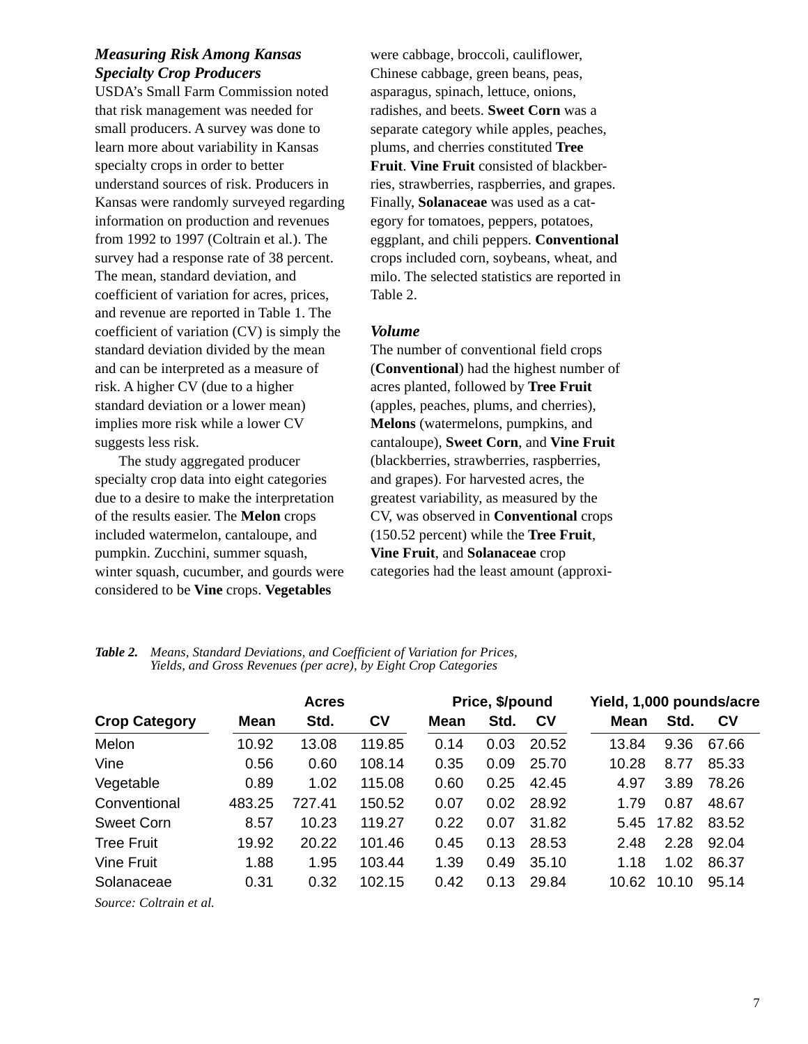### *Measuring Risk Among Kansas Specialty Crop Producers*

USDA's Small Farm Commission noted that risk management was needed for small producers. A survey was done to learn more about variability in Kansas specialty crops in order to better understand sources of risk. Producers in Kansas were randomly surveyed regarding information on production and revenues from 1992 to 1997 (Coltrain et al.). The survey had a response rate of 38 percent. The mean, standard deviation, and coefficient of variation for acres, prices, and revenue are reported in Table 1. The coefficient of variation (CV) is simply the standard deviation divided by the mean and can be interpreted as a measure of risk. A higher CV (due to a higher standard deviation or a lower mean) implies more risk while a lower CV suggests less risk.

The study aggregated producer specialty crop data into eight categories due to a desire to make the interpretation of the results easier. The **Melon** crops included watermelon, cantaloupe, and pumpkin. Zucchini, summer squash, winter squash, cucumber, and gourds were considered to be **Vine** crops. **Vegetables** were cabbage, broccoli, cauliflower, Chinese cabbage, green beans, peas, asparagus, spinach, lettuce, onions, radishes, and beets. **Sweet Corn** was a separate category while apples, peaches, plums, and cherries constituted **Tree Fruit**. **Vine Fruit** consisted of blackberries, strawberries, raspberries, and grapes. Finally, **Solanaceae** was used as a category for tomatoes, peppers, potatoes, eggplant, and chili peppers. **Conventional** crops included corn, soybeans, wheat, and milo. The selected statistics are reported in Table 2.

### *Volume*

The number of conventional field crops (**Conventional**) had the highest number of acres planted, followed by **Tree Fruit** (apples, peaches, plums, and cherries), **Melons** (watermelons, pumpkins, and cantaloupe), **Sweet Corn**, and **Vine Fruit** (blackberries, strawberries, raspberries, and grapes). For harvested acres, the greatest variability, as measured by the CV, was observed in **Conventional** crops (150.52 percent) while the **Tree Fruit**, **Vine Fruit**, and **Solanaceae** crop categories had the least amount (approxi-

***Table 2.*** *Means, Standard Deviations, and Coefficient of Variation for Prices, Yields, and Gross Revenues (per acre), by Eight Crop Categories*

| | Acres | | | Price, $/pound | | | Yield, 1,000 pounds/acre | | |
|---|---|---|---|---|---|---|---|---|---|
| **Crop Category** | **Mean** | **Std.** | **CV** | **Mean** | **Std.** | **CV** | **Mean** | **Std.** | **CV** |
| Melon | 10.92 | 13.08 | 119.85 | 0.14 | 0.03 | 20.52 | 13.84 | 9.36 | 67.66 |
| Vine | 0.56 | 0.60 | 108.14 | 0.35 | 0.09 | 25.70 | 10.28 | 8.77 | 85.33 |
| Vegetable | 0.89 | 1.02 | 115.08 | 0.60 | 0.25 | 42.45 | 4.97 | 3.89 | 78.26 |
| Conventional | 483.25 | 727.41 | 150.52 | 0.07 | 0.02 | 28.92 | 1.79 | 0.87 | 48.67 |
| Sweet Corn | 8.57 | 10.23 | 119.27 | 0.22 | 0.07 | 31.82 | 5.45 | 17.82 | 83.52 |
| Tree Fruit | 19.92 | 20.22 | 101.46 | 0.45 | 0.13 | 28.53 | 2.48 | 2.28 | 92.04 |
| Vine Fruit | 1.88 | 1.95 | 103.44 | 1.39 | 0.49 | 35.10 | 1.18 | 1.02 | 86.37 |
| Solanaceae | 0.31 | 0.32 | 102.15 | 0.42 | 0.13 | 29.84 | 10.62 | 10.10 | 95.14 |

*Source: Coltrain et al.*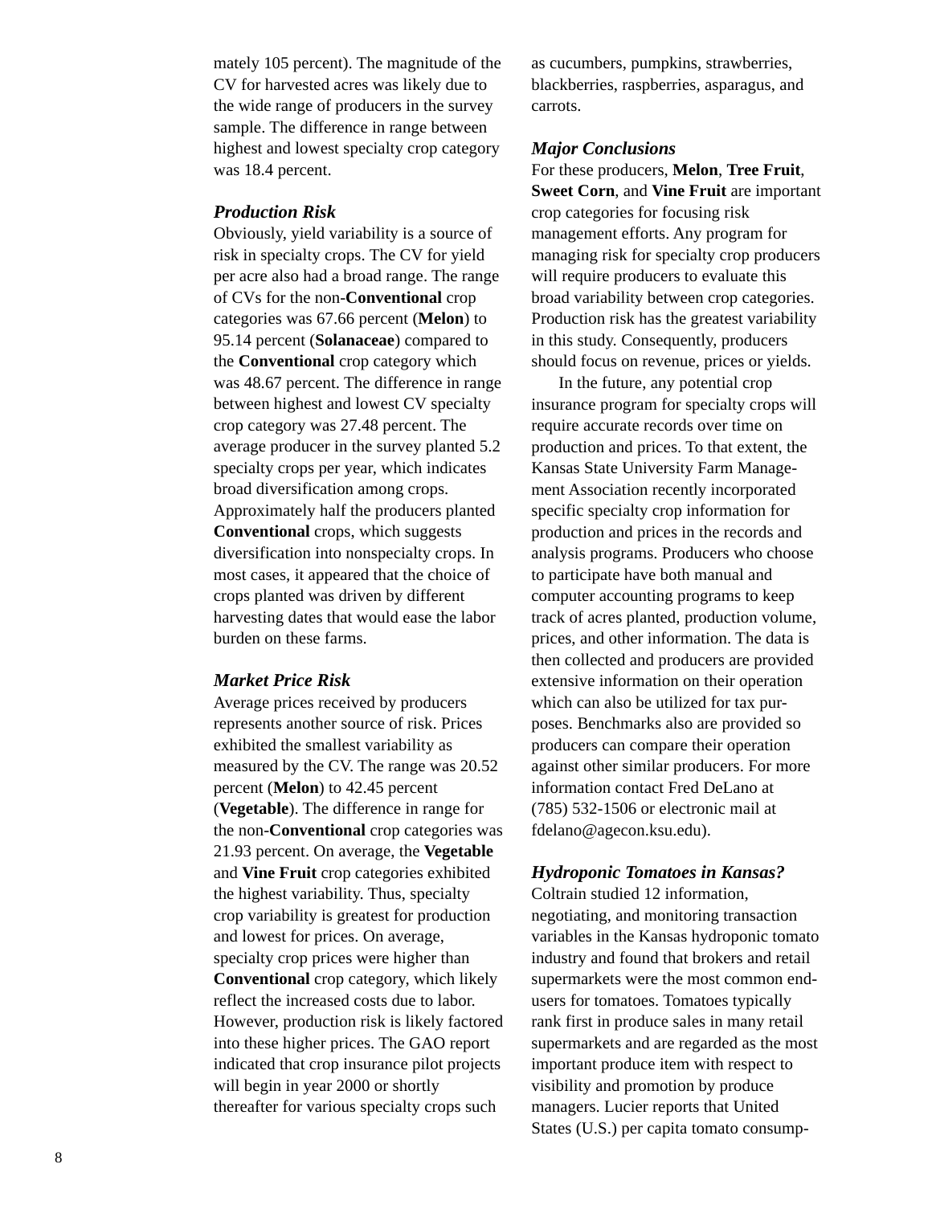mately 105 percent). The magnitude of the CV for harvested acres was likely due to the wide range of producers in the survey sample. The difference in range between highest and lowest specialty crop category was 18.4 percent.

### *Production Risk*

Obviously, yield variability is a source of risk in specialty crops. The CV for yield per acre also had a broad range. The range of CVs for the non-**Conventional** crop categories was 67.66 percent (**Melon**) to 95.14 percent (**Solanaceae**) compared to the **Conventional** crop category which was 48.67 percent. The difference in range between highest and lowest CV specialty crop category was 27.48 percent. The average producer in the survey planted 5.2 specialty crops per year, which indicates broad diversification among crops. Approximately half the producers planted **Conventional** crops, which suggests diversification into nonspecialty crops. In most cases, it appeared that the choice of crops planted was driven by different harvesting dates that would ease the labor burden on these farms.

### *Market Price Risk*

Average prices received by producers represents another source of risk. Prices exhibited the smallest variability as measured by the CV. The range was 20.52 percent (**Melon**) to 42.45 percent (**Vegetable**). The difference in range for the non-**Conventional** crop categories was 21.93 percent. On average, the **Vegetable** and **Vine Fruit** crop categories exhibited the highest variability. Thus, specialty crop variability is greatest for production and lowest for prices. On average, specialty crop prices were higher than **Conventional** crop category, which likely reflect the increased costs due to labor. However, production risk is likely factored into these higher prices. The GAO report indicated that crop insurance pilot projects will begin in year 2000 or shortly thereafter for various specialty crops such as cucumbers, pumpkins, strawberries, blackberries, raspberries, asparagus, and carrots.

### *Major Conclusions*

For these producers, **Melon**, **Tree Fruit**, **Sweet Corn**, and **Vine Fruit** are important crop categories for focusing risk management efforts. Any program for managing risk for specialty crop producers will require producers to evaluate this broad variability between crop categories. Production risk has the greatest variability in this study. Consequently, producers should focus on revenue, prices or yields.

In the future, any potential crop insurance program for specialty crops will require accurate records over time on production and prices. To that extent, the Kansas State University Farm Management Association recently incorporated specific specialty crop information for production and prices in the records and analysis programs. Producers who choose to participate have both manual and computer accounting programs to keep track of acres planted, production volume, prices, and other information. The data is then collected and producers are provided extensive information on their operation which can also be utilized for tax purposes. Benchmarks also are provided so producers can compare their operation against other similar producers. For more information contact Fred DeLano at (785) 532-1506 or electronic mail at fdelano@agecon.ksu.edu).

### *Hydroponic Tomatoes in Kansas?*

Coltrain studied 12 information, negotiating, and monitoring transaction variables in the Kansas hydroponic tomato industry and found that brokers and retail supermarkets were the most common end-users for tomatoes. Tomatoes typically rank first in produce sales in many retail supermarkets and are regarded as the most important produce item with respect to visibility and promotion by produce managers. Lucier reports that United States (U.S.) per capita tomato consump-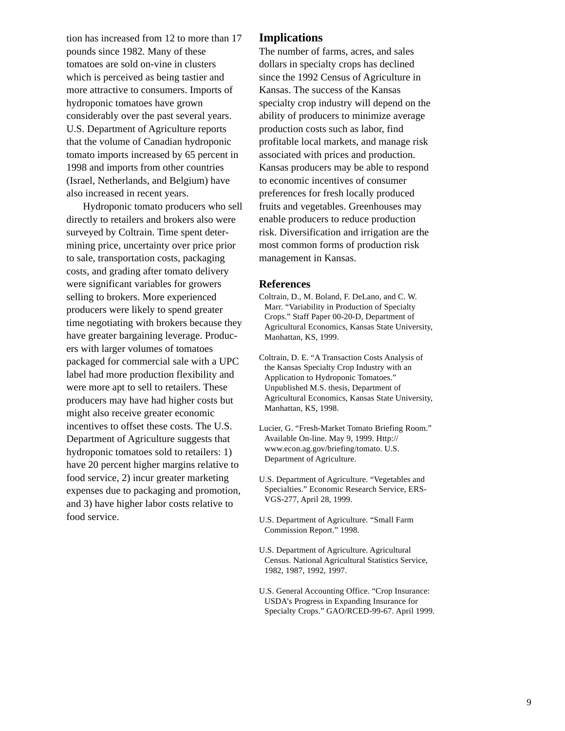tion has increased from 12 to more than 17 pounds since 1982. Many of these tomatoes are sold on-vine in clusters which is perceived as being tastier and more attractive to consumers. Imports of hydroponic tomatoes have grown considerably over the past several years. U.S. Department of Agriculture reports that the volume of Canadian hydroponic tomato imports increased by 65 percent in 1998 and imports from other countries (Israel, Netherlands, and Belgium) have also increased in recent years.

Hydroponic tomato producers who sell directly to retailers and brokers also were surveyed by Coltrain. Time spent determining price, uncertainty over price prior to sale, transportation costs, packaging costs, and grading after tomato delivery were significant variables for growers selling to brokers. More experienced producers were likely to spend greater time negotiating with brokers because they have greater bargaining leverage. Producers with larger volumes of tomatoes packaged for commercial sale with a UPC label had more production flexibility and were more apt to sell to retailers. These producers may have had higher costs but might also receive greater economic incentives to offset these costs. The U.S. Department of Agriculture suggests that hydroponic tomatoes sold to retailers: 1) have 20 percent higher margins relative to food service, 2) incur greater marketing expenses due to packaging and promotion, and 3) have higher labor costs relative to food service.

## Implications

The number of farms, acres, and sales dollars in specialty crops has declined since the 1992 Census of Agriculture in Kansas. The success of the Kansas specialty crop industry will depend on the ability of producers to minimize average production costs such as labor, find profitable local markets, and manage risk associated with prices and production. Kansas producers may be able to respond to economic incentives of consumer preferences for fresh locally produced fruits and vegetables. Greenhouses may enable producers to reduce production risk. Diversification and irrigation are the most common forms of production risk management in Kansas.

## References

Coltrain, D., M. Boland, F. DeLano, and C. W. Marr. “Variability in Production of Specialty Crops.” Staff Paper 00-20-D, Department of Agricultural Economics, Kansas State University, Manhattan, KS, 1999.

Coltrain, D. E. “A Transaction Costs Analysis of the Kansas Specialty Crop Industry with an Application to Hydroponic Tomatoes.” Unpublished M.S. thesis, Department of Agricultural Economics, Kansas State University, Manhattan, KS, 1998.

Lucier, G. “Fresh-Market Tomato Briefing Room.” Available On-line. May 9, 1999. Http://www.econ.ag.gov/briefing/tomato. U.S. Department of Agriculture.

U.S. Department of Agriculture. “Vegetables and Specialties.” Economic Research Service, ERS-VGS-277, April 28, 1999.

U.S. Department of Agriculture. “Small Farm Commission Report.” 1998.

U.S. Department of Agriculture. Agricultural Census. National Agricultural Statistics Service, 1982, 1987, 1992, 1997.

U.S. General Accounting Office. “Crop Insurance: USDA’s Progress in Expanding Insurance for Specialty Crops.” GAO/RCED-99-67. April 1999.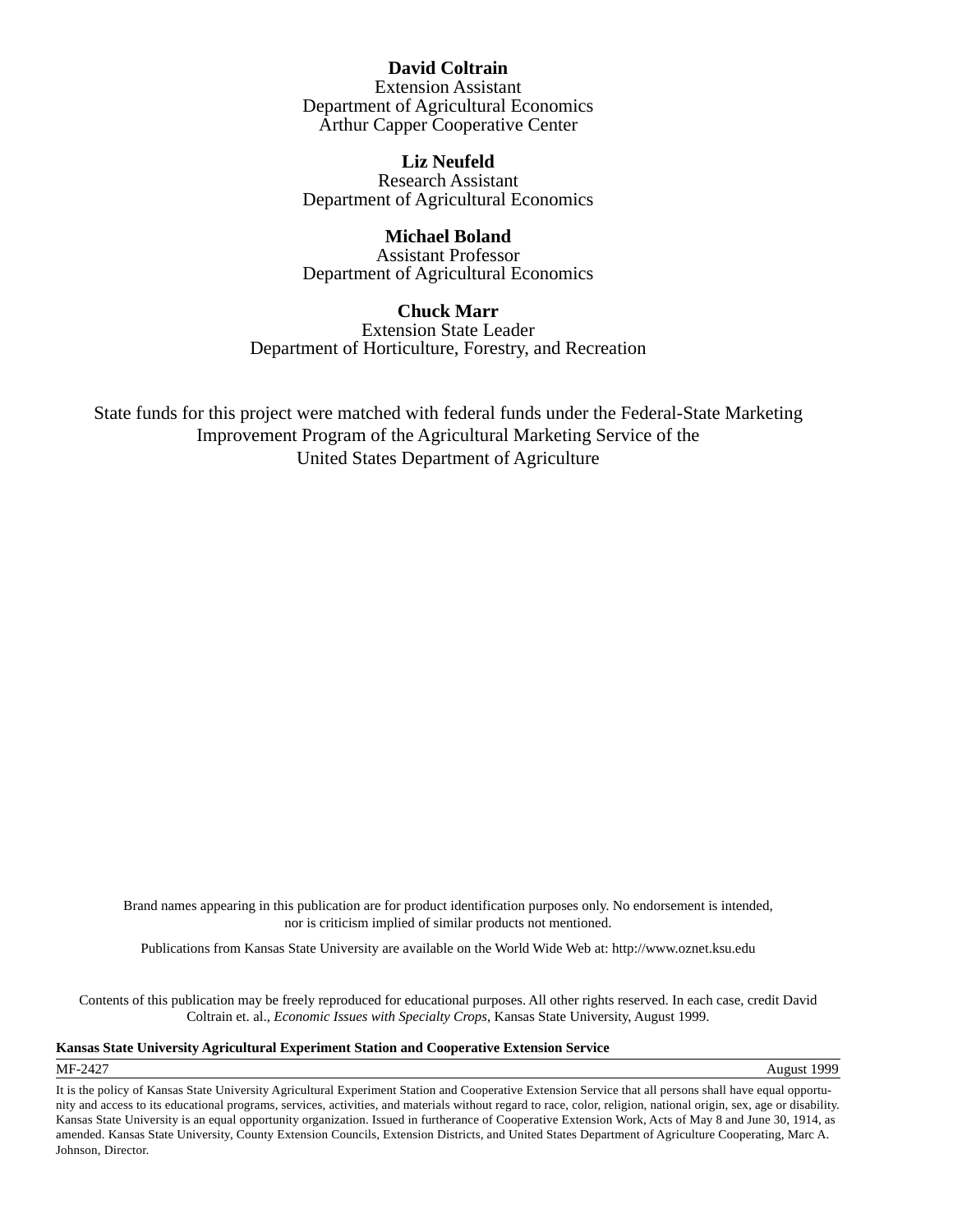**David Coltrain**
Extension Assistant
Department of Agricultural Economics
Arthur Capper Cooperative Center

**Liz Neufeld**
Research Assistant
Department of Agricultural Economics

**Michael Boland**
Assistant Professor
Department of Agricultural Economics

**Chuck Marr**
Extension State Leader
Department of Horticulture, Forestry, and Recreation

State funds for this project were matched with federal funds under the Federal-State Marketing Improvement Program of the Agricultural Marketing Service of the United States Department of Agriculture

Brand names appearing in this publication are for product identification purposes only. No endorsement is intended, nor is criticism implied of similar products not mentioned.

Publications from Kansas State University are available on the World Wide Web at: http://www.oznet.ksu.edu

Contents of this publication may be freely reproduced for educational purposes. All other rights reserved. In each case, credit David Coltrain et. al., *Economic Issues with Specialty Crops*, Kansas State University, August 1999.

**Kansas State University Agricultural Experiment Station and Cooperative Extension Service**

MF-2427 August 1999

It is the policy of Kansas State University Agricultural Experiment Station and Cooperative Extension Service that all persons shall have equal opportunity and access to its educational programs, services, activities, and materials without regard to race, color, religion, national origin, sex, age or disability. Kansas State University is an equal opportunity organization. Issued in furtherance of Cooperative Extension Work, Acts of May 8 and June 30, 1914, as amended. Kansas State University, County Extension Councils, Extension Districts, and United States Department of Agriculture Cooperating, Marc A. Johnson, Director.